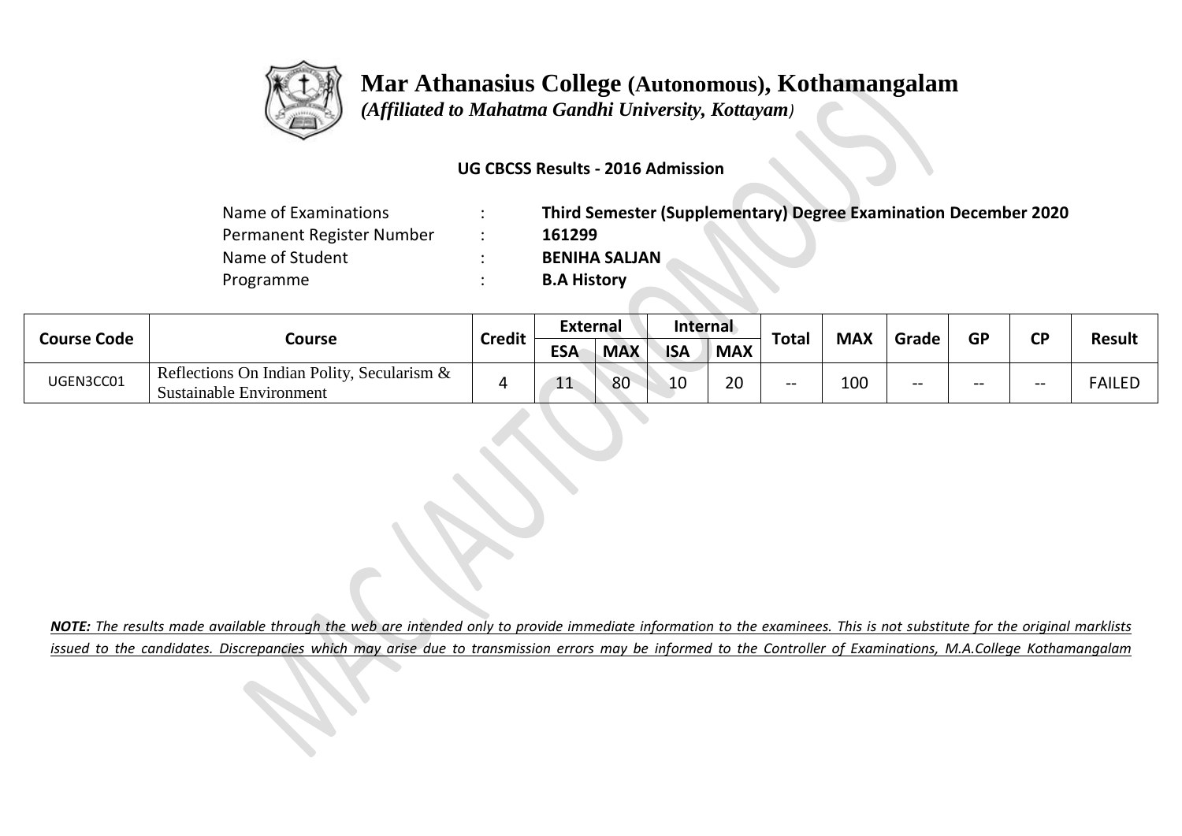# Mar Athanasius College (Autonomous), Kothamangalam

*(Affiliated to Mahatma Gandhi University, Kottayam)*

**UG CBCSS Results - 2016 Admission**

| | | |
|---|---|---|
| Name of Examinations | : | **Third Semester (Supplementary) Degree Examination December 2020** |
| Permanent Register Number | : | **161299** |
| Name of Student | : | **BENIHA SALJAN** |
| Programme | : | **B.A History** |

| Course Code | Course | Credit | External | | Internal | | Total | MAX | Grade | GP | CP | Result |
|---|---|---|---|---|---|---|---|---|---|---|---|---|
| | | | ESA | MAX | ISA | MAX | | | | | | |
| UGEN3CC01 | Reflections On Indian Polity, Secularism & Sustainable Environment | 4 | 11 | 80 | 10 | 20 | -- | 100 | -- | -- | -- | FAILED |

***NOTE:*** *The results made available through the web are intended only to provide immediate information to the examinees. This is not substitute for the original marklists issued to the candidates. Discrepancies which may arise due to transmission errors may be informed to the Controller of Examinations, M.A.College Kothamangalam*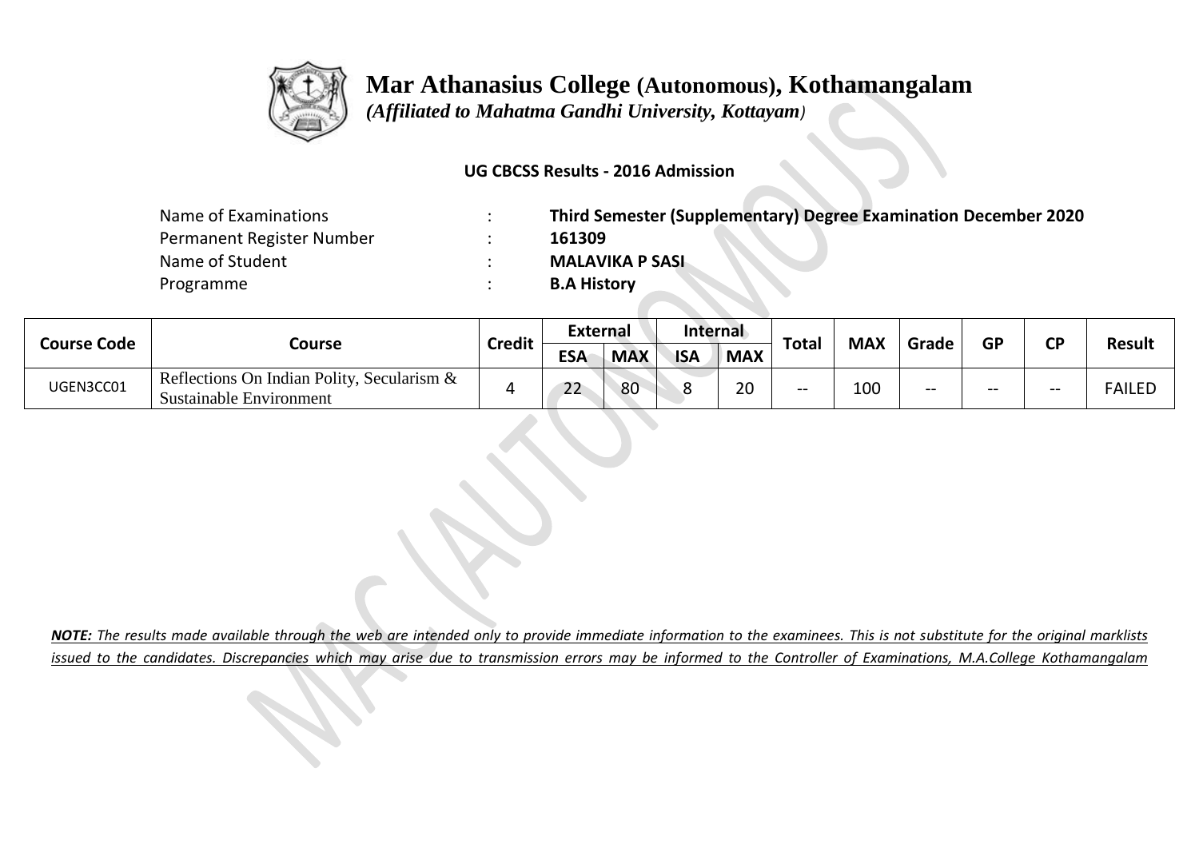# Mar Athanasius College (Autonomous), Kothamangalam

*(Affiliated to Mahatma Gandhi University, Kottayam)*

**UG CBCSS Results - 2016 Admission**

| | | |
|---|---|---|
| Name of Examinations | : | **Third Semester (Supplementary) Degree Examination December 2020** |
| Permanent Register Number | : | **161309** |
| Name of Student | : | **MALAVIKA P SASI** |
| Programme | : | **B.A History** |

| Course Code | Course | Credit | External | | Internal | | Total | MAX | Grade | GP | CP | Result |
|---|---|---|---|---|---|---|---|---|---|---|---|---|
| | | | ESA | MAX | ISA | MAX | | | | | | |
| UGEN3CC01 | Reflections On Indian Polity, Secularism & Sustainable Environment | 4 | 22 | 80 | 8 | 20 | -- | 100 | -- | -- | -- | FAILED |

***NOTE:*** *The results made available through the web are intended only to provide immediate information to the examinees. This is not substitute for the original marklists issued to the candidates. Discrepancies which may arise due to transmission errors may be informed to the Controller of Examinations, M.A.College Kothamangalam*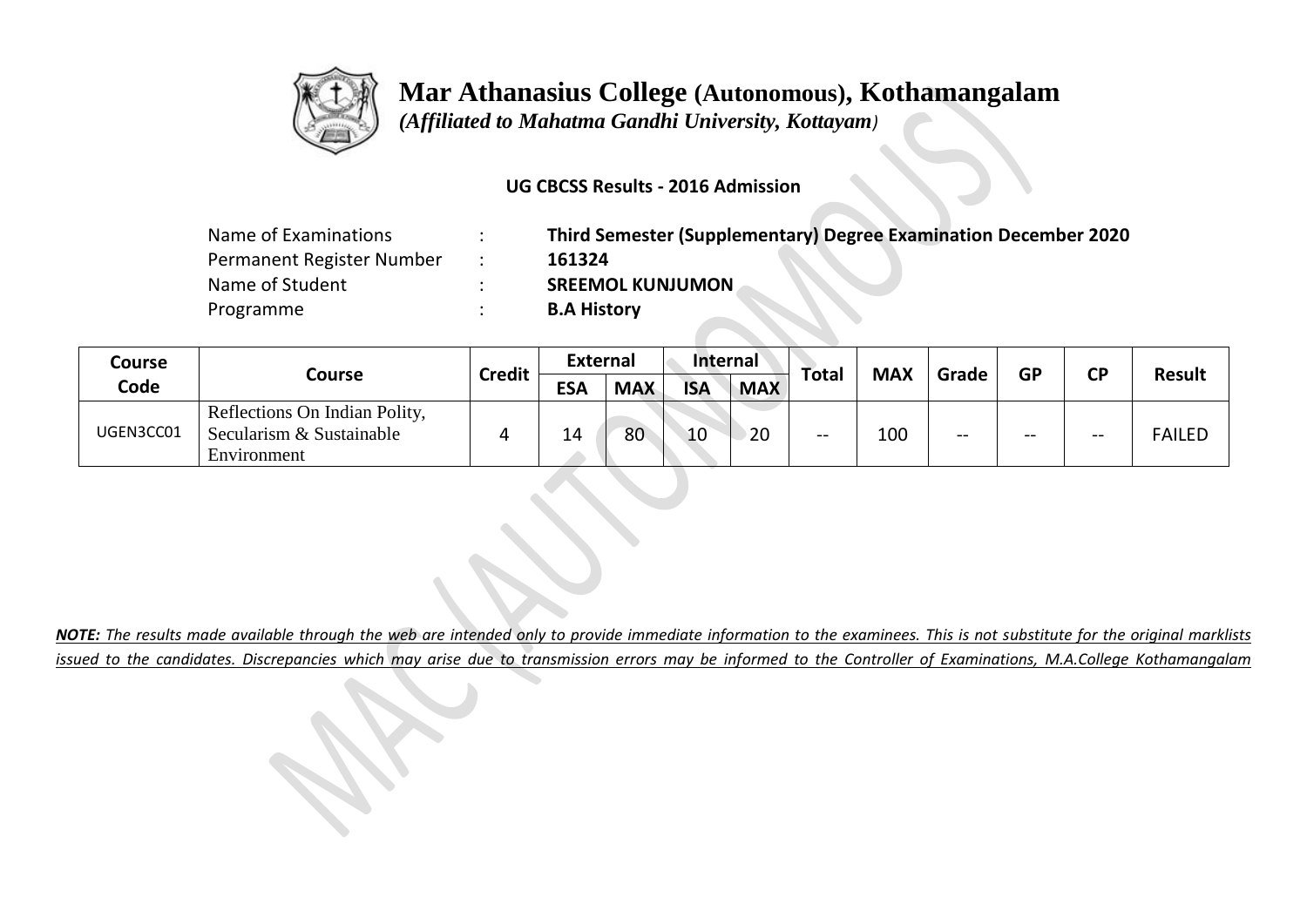# Mar Athanasius College (Autonomous), Kothamangalam

*(Affiliated to Mahatma Gandhi University, Kottayam)*

**UG CBCSS Results - 2016 Admission**

| | | |
|---|---|---|
| Name of Examinations | : | **Third Semester (Supplementary) Degree Examination December 2020** |
| Permanent Register Number | : | **161324** |
| Name of Student | : | **SREEMOL KUNJUMON** |
| Programme | : | **B.A History** |

| Course Code | Course | Credit | External | | Internal | | Total | MAX | Grade | GP | CP | Result |
|---|---|---|---|---|---|---|---|---|---|---|---|---|
| | | | ESA | MAX | ISA | MAX | | | | | | |
| UGEN3CC01 | Reflections On Indian Polity, Secularism & Sustainable Environment | 4 | 14 | 80 | 10 | 20 | -- | 100 | -- | -- | -- | FAILED |

***NOTE:** The results made available through the web are intended only to provide immediate information to the examinees. This is not substitute for the original marklists issued to the candidates. Discrepancies which may arise due to transmission errors may be informed to the Controller of Examinations, M.A.College Kothamangalam*